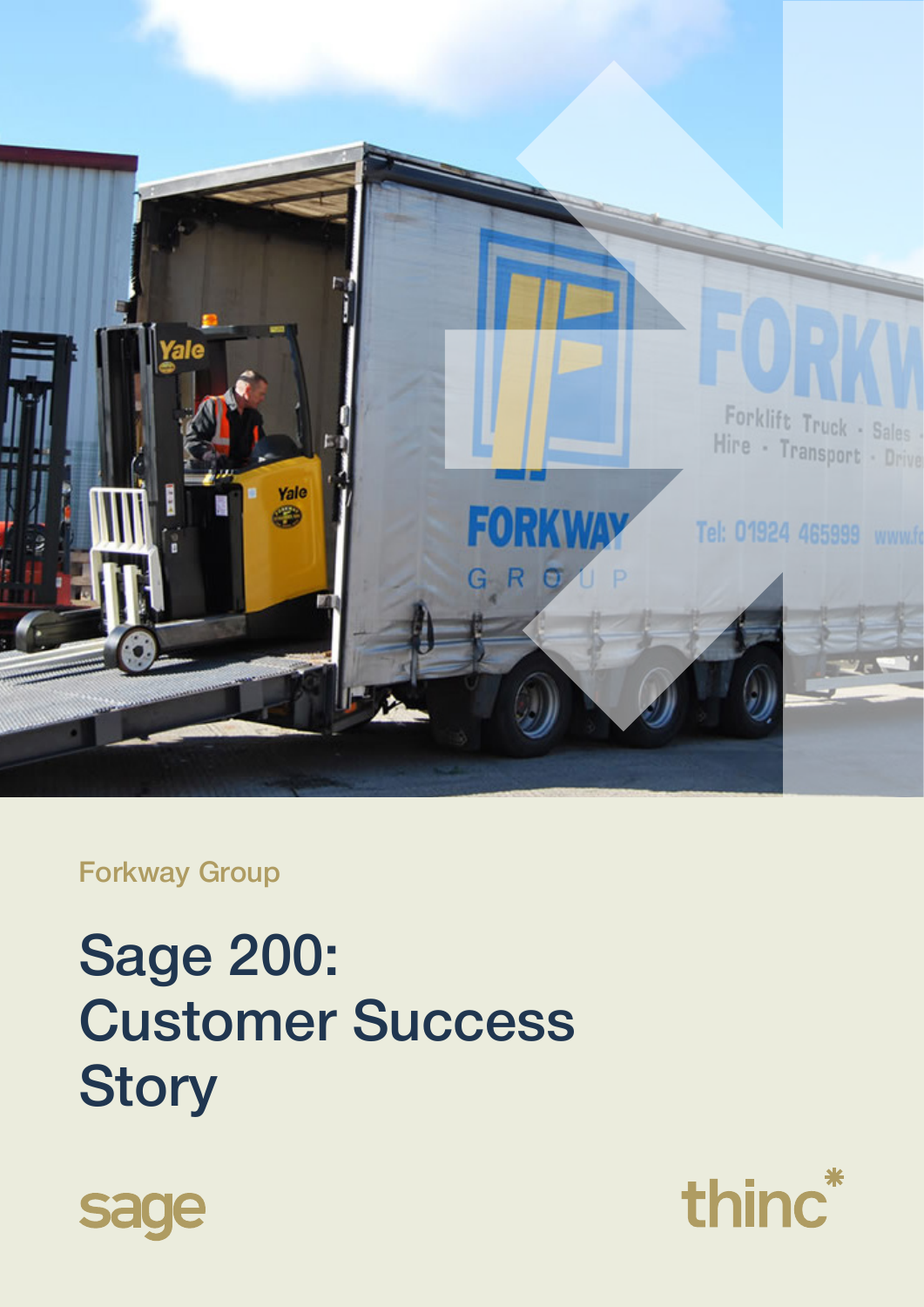Forkway Group

# Sage 200: Customer Success Story

sage

thinc*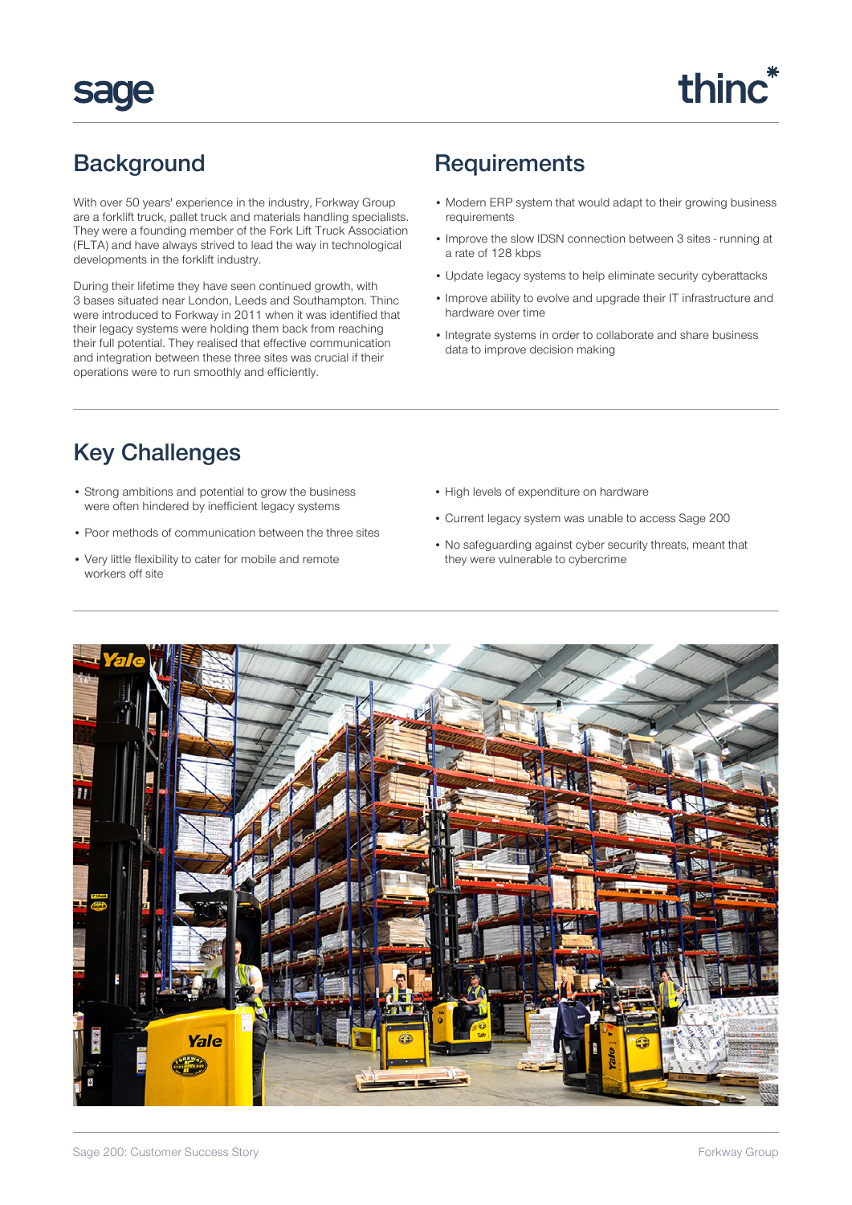## Background

With over 50 years' experience in the industry, Forkway Group are a forklift truck, pallet truck and materials handling specialists. They were a founding member of the Fork Lift Truck Association (FLTA) and have always strived to lead the way in technological developments in the forklift industry.

During their lifetime they have seen continued growth, with 3 bases situated near London, Leeds and Southampton. Thinc were introduced to Forkway in 2011 when it was identified that their legacy systems were holding them back from reaching their full potential. They realised that effective communication and integration between these three sites was crucial if their operations were to run smoothly and efficiently.

## Requirements

- Modern ERP system that would adapt to their growing business requirements
- Improve the slow IDSN connection between 3 sites - running at a rate of 128 kbps
- Update legacy systems to help eliminate security cyberattacks
- Improve ability to evolve and upgrade their IT infrastructure and hardware over time
- Integrate systems in order to collaborate and share business data to improve decision making

## Key Challenges

- Strong ambitions and potential to grow the business were often hindered by inefficient legacy systems
- Poor methods of communication between the three sites
- Very little flexibility to cater for mobile and remote workers off site
- High levels of expenditure on hardware
- Current legacy system was unable to access Sage 200
- No safeguarding against cyber security threats, meant that they were vulnerable to cybercrime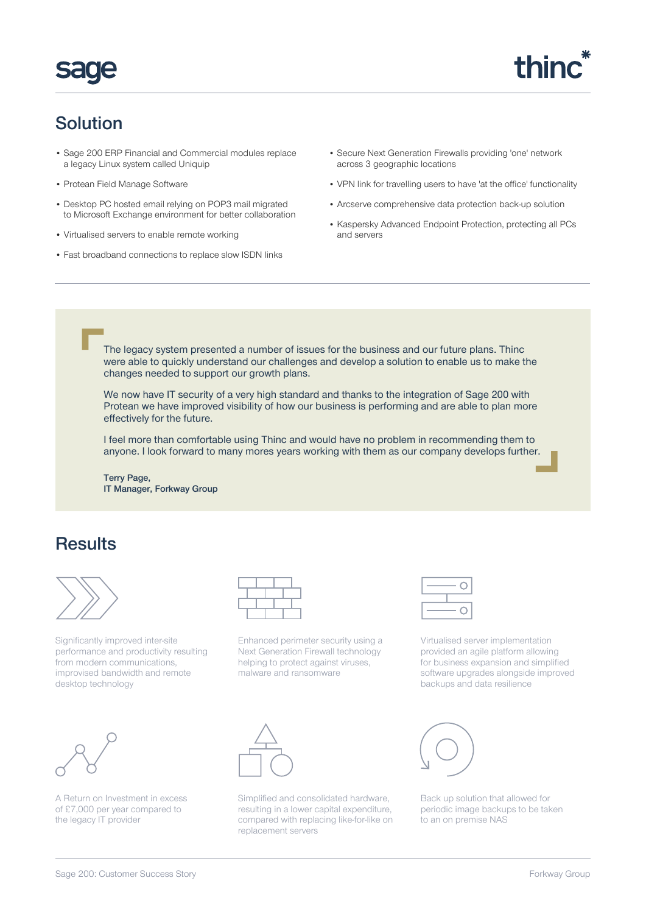## Solution

- Sage 200 ERP Financial and Commercial modules replace a legacy Linux system called Uniquip
- Protean Field Manage Software
- Desktop PC hosted email relying on POP3 mail migrated to Microsoft Exchange environment for better collaboration
- Virtualised servers to enable remote working
- Fast broadband connections to replace slow ISDN links
- Secure Next Generation Firewalls providing 'one' network across 3 geographic locations
- VPN link for travelling users to have 'at the office' functionality
- Arcserve comprehensive data protection back-up solution
- Kaspersky Advanced Endpoint Protection, protecting all PCs and servers

> The legacy system presented a number of issues for the business and our future plans. Thinc were able to quickly understand our challenges and develop a solution to enable us to make the changes needed to support our growth plans.
>
> We now have IT security of a very high standard and thanks to the integration of Sage 200 with Protean we have improved visibility of how our business is performing and are able to plan more effectively for the future.
>
> I feel more than comfortable using Thinc and would have no problem in recommending them to anyone. I look forward to many mores years working with them as our company develops further.
>
> **Terry Page,**
> **IT Manager, Forkway Group**

## Results

Significantly improved inter-site performance and productivity resulting from modern communications, improvised bandwidth and remote desktop technology

Enhanced perimeter security using a Next Generation Firewall technology helping to protect against viruses, malware and ransomware

Virtualised server implementation provided an agile platform allowing for business expansion and simplified software upgrades alongside improved backups and data resilience

A Return on Investment in excess of £7,000 per year compared to the legacy IT provider

Simplified and consolidated hardware, resulting in a lower capital expenditure, compared with replacing like-for-like on replacement servers

Back up solution that allowed for periodic image backups to be taken to an on premise NAS